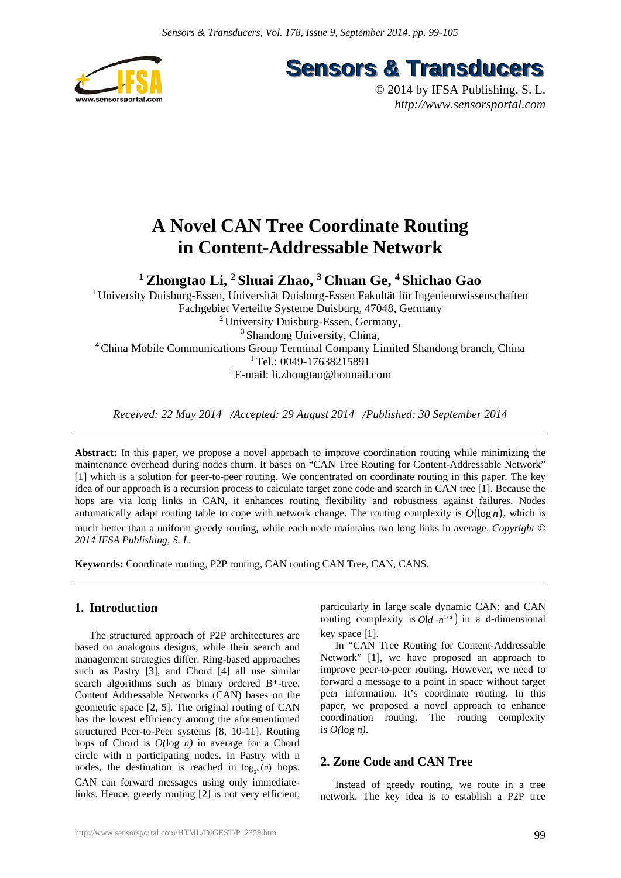# A Novel CAN Tree Coordinate Routing in Content-Addressable Network

**[1] Zhongtao Li, [2] Shuai Zhao, [3] Chuan Ge, [4] Shichao Gao**

[1] University Duisburg-Essen, Universität Duisburg-Essen Fakultät für Ingenieurwissenschaften Fachgebiet Verteilte Systeme Duisburg, 47048, Germany
[2] University Duisburg-Essen, Germany,
[3] Shandong University, China,
[4] China Mobile Communications Group Terminal Company Limited Shandong branch, China
[1] Tel.: 0049-17638215891
[1] E-mail: li.zhongtao@hotmail.com

*Received: 22 May 2014 /Accepted: 29 August 2014 /Published: 30 September 2014*

**Abstract:** In this paper, we propose a novel approach to improve coordination routing while minimizing the maintenance overhead during nodes churn. It bases on "CAN Tree Routing for Content-Addressable Network" [1] which is a solution for peer-to-peer routing. We concentrated on coordinate routing in this paper. The key idea of our approach is a recursion process to calculate target zone code and search in CAN tree [1]. Because the hops are via long links in CAN, it enhances routing flexibility and robustness against failures. Nodes automatically adapt routing table to cope with network change. The routing complexity is $O(\log n)$, which is much better than a uniform greedy routing, while each node maintains two long links in average. *Copyright © 2014 IFSA Publishing, S. L.*

**Keywords:** Coordinate routing, P2P routing, CAN routing CAN Tree, CAN, CANS.

## 1. Introduction

The structured approach of P2P architectures are based on analogous designs, while their search and management strategies differ. Ring-based approaches such as Pastry [3], and Chord [4] all use similar search algorithms such as binary ordered B*-tree. Content Addressable Networks (CAN) bases on the geometric space [2, 5]. The original routing of CAN has the lowest efficiency among the aforementioned structured Peer-to-Peer systems [8, 10-11]. Routing hops of Chord is $O(\log n)$ in average for a Chord circle with n participating nodes. In Pastry with n nodes, the destination is reached in $\log_{2^b}(n)$ hops. CAN can forward messages using only immediate-links. Hence, greedy routing [2] is not very efficient, particularly in large scale dynamic CAN; and CAN routing complexity is $O(d \cdot n^{1/d})$ in a d-dimensional key space [1].

In "CAN Tree Routing for Content-Addressable Network" [1], we have proposed an approach to improve peer-to-peer routing. However, we need to forward a message to a point in space without target peer information. It's coordinate routing. In this paper, we proposed a novel approach to enhance coordination routing. The routing complexity is $O(\log n)$.

## 2. Zone Code and CAN Tree

Instead of greedy routing, we route in a tree network. The key idea is to establish a P2P tree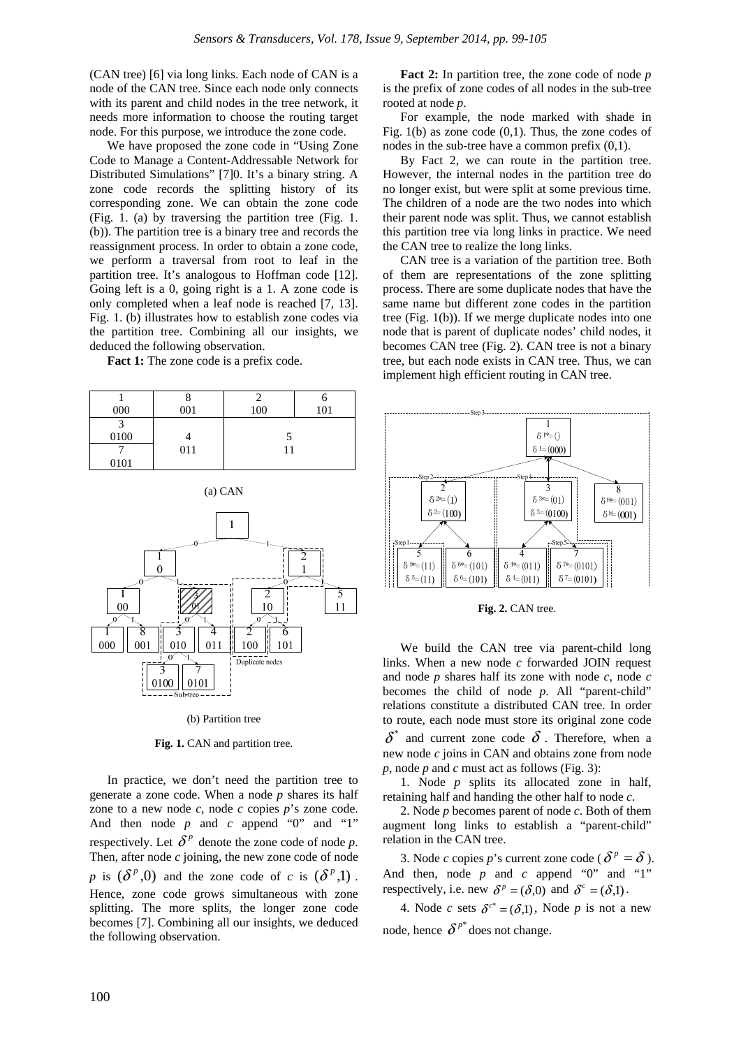(CAN tree) [6] via long links. Each node of CAN is a node of the CAN tree. Since each node only connects with its parent and child nodes in the tree network, it needs more information to choose the routing target node. For this purpose, we introduce the zone code.

We have proposed the zone code in "Using Zone Code to Manage a Content-Addressable Network for Distributed Simulations" [7]0. It's a binary string. A zone code records the splitting history of its corresponding zone. We can obtain the zone code (Fig. 1. (a) by traversing the partition tree (Fig. 1. (b)). The partition tree is a binary tree and records the reassignment process. In order to obtain a zone code, we perform a traversal from root to leaf in the partition tree. It's analogous to Hoffman code [12]. Going left is a 0, going right is a 1. A zone code is only completed when a leaf node is reached [7, 13]. Fig. 1. (b) illustrates how to establish zone codes via the partition tree. Combining all our insights, we deduced the following observation.

**Fact 1:** The zone code is a prefix code.

| 1<br>000 | 8<br>001 | 2<br>100 | 6<br>101 |
|---|---|---|---|
| 3<br>0100<br>7<br>0101 | 4<br>011 | 5<br>11 | |

(a) CAN

(b) Partition tree

**Fig. 1.** CAN and partition tree.

In practice, we don't need the partition tree to generate a zone code. When a node *p* shares its half zone to a new node *c*, node *c* copies *p*'s zone code. And then node *p* and *c* append "0" and "1" respectively. Let $\delta^p$ denote the zone code of node *p*. Then, after node *c* joining, the new zone code of node *p* is $(\delta^p,0)$ and the zone code of *c* is $(\delta^p,1)$. Hence, zone code grows simultaneous with zone splitting. The more splits, the longer zone code becomes [7]. Combining all our insights, we deduced the following observation.

**Fact 2:** In partition tree, the zone code of node *p* is the prefix of zone codes of all nodes in the sub-tree rooted at node *p*.

For example, the node marked with shade in Fig. 1(b) as zone code (0,1). Thus, the zone codes of nodes in the sub-tree have a common prefix (0,1).

By Fact 2, we can route in the partition tree. However, the internal nodes in the partition tree do no longer exist, but were split at some previous time. The children of a node are the two nodes into which their parent node was split. Thus, we cannot establish this partition tree via long links in practice. We need the CAN tree to realize the long links.

CAN tree is a variation of the partition tree. Both of them are representations of the zone splitting process. There are some duplicate nodes that have the same name but different zone codes in the partition tree (Fig. 1(b)). If we merge duplicate nodes into one node that is parent of duplicate nodes' child nodes, it becomes CAN tree (Fig. 2). CAN tree is not a binary tree, but each node exists in CAN tree. Thus, we can implement high efficient routing in CAN tree.

**Fig. 2.** CAN tree.

We build the CAN tree via parent-child long links. When a new node *c* forwarded JOIN request and node *p* shares half its zone with node *c*, node *c* becomes the child of node *p*. All "parent-child" relations constitute a distributed CAN tree. In order to route, each node must store its original zone code $\delta^*$ and current zone code $\delta$. Therefore, when a new node *c* joins in CAN and obtains zone from node *p*, node *p* and *c* must act as follows (Fig. 3):

1. Node *p* splits its allocated zone in half, retaining half and handing the other half to node *c*.

2. Node *p* becomes parent of node *c*. Both of them augment long links to establish a "parent-child" relation in the CAN tree.

3. Node *c* copies *p*'s current zone code ($\delta^p = \delta$). And then, node *p* and *c* append "0" and "1" respectively, i.e. new $\delta^p = (\delta,0)$ and $\delta^c = (\delta,1)$.

4. Node *c* sets $\delta^{c*} = (\delta,1)$, Node *p* is not a new node, hence $\delta^{p*}$ does not change.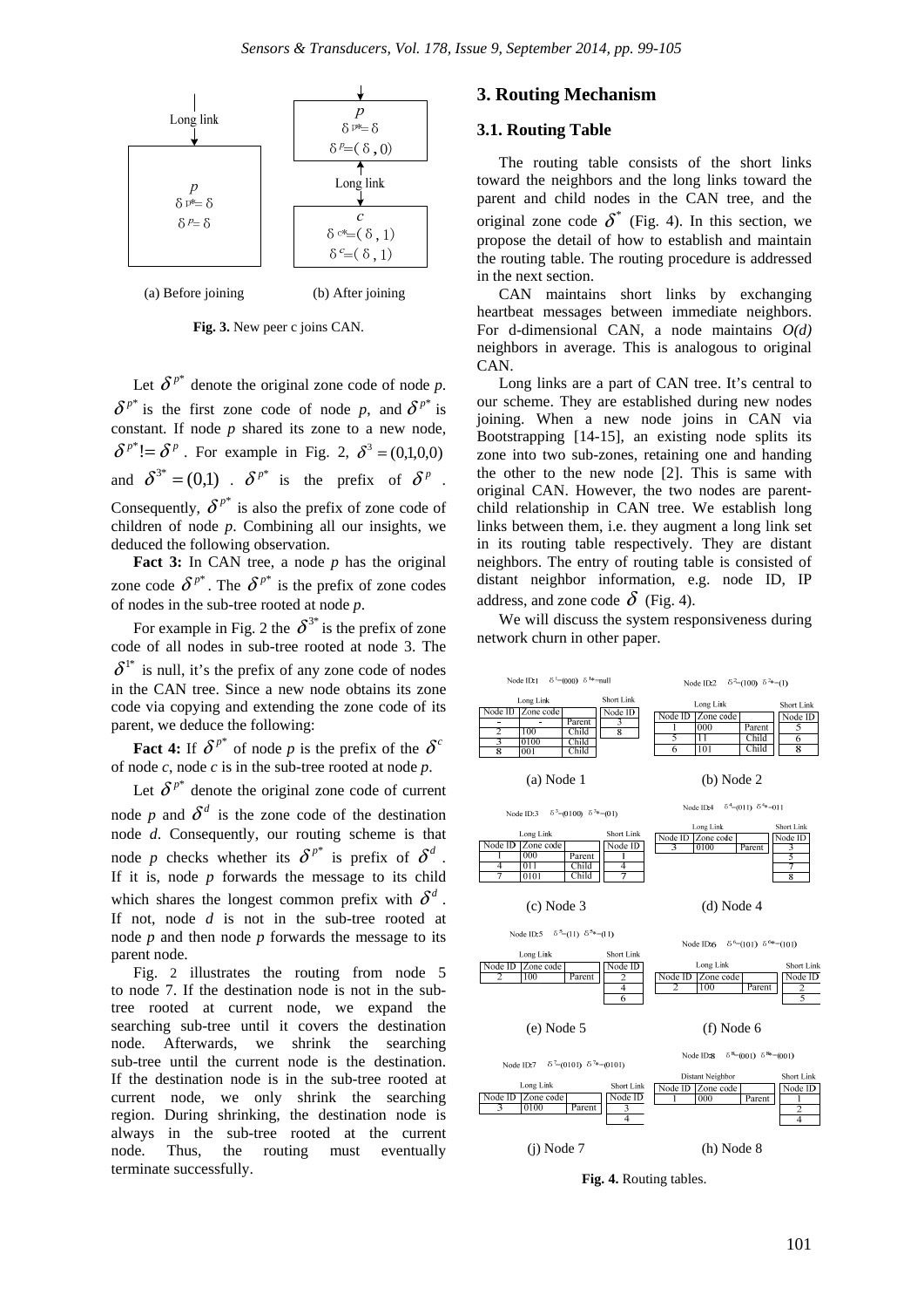(a) Before joining (b) After joining

**Fig. 3.** New peer c joins CAN.

Let $\delta^{p*}$ denote the original zone code of node *p*. $\delta^{p*}$ is the first zone code of node *p*, and $\delta^{p*}$ is constant. If node *p* shared its zone to a new node, $\delta^{p*} != \delta^{p}$. For example in Fig. 2, $\delta^{3} = (0,1,0,0)$ and $\delta^{3*} = (0,1)$. $\delta^{p*}$ is the prefix of $\delta^{p}$. Consequently, $\delta^{p*}$ is also the prefix of zone code of children of node *p*. Combining all our insights, we deduced the following observation.

**Fact 3:** In CAN tree, a node *p* has the original zone code $\delta^{p*}$. The $\delta^{p*}$ is the prefix of zone codes of nodes in the sub-tree rooted at node *p*.

For example in Fig. 2 the $\delta^{3*}$ is the prefix of zone code of all nodes in sub-tree rooted at node 3. The $\delta^{1*}$ is null, it's the prefix of any zone code of nodes in the CAN tree. Since a new node obtains its zone code via copying and extending the zone code of its parent, we deduce the following:

**Fact 4:** If $\delta^{p*}$ of node *p* is the prefix of the $\delta^{c}$ of node *c*, node *c* is in the sub-tree rooted at node *p*.

Let $\delta^{p*}$ denote the original zone code of current node *p* and $\delta^{d}$ is the zone code of the destination node *d*. Consequently, our routing scheme is that node *p* checks whether its $\delta^{p*}$ is prefix of $\delta^{d}$. If it is, node *p* forwards the message to its child which shares the longest common prefix with $\delta^{d}$. If not, node *d* is not in the sub-tree rooted at node *p* and then node *p* forwards the message to its parent node.

Fig. 2 illustrates the routing from node 5 to node 7. If the destination node is not in the sub-tree rooted at current node, we expand the searching sub-tree until it covers the destination node. Afterwards, we shrink the searching sub-tree until the current node is the destination. If the destination node is in the sub-tree rooted at current node, we only shrink the searching region. During shrinking, the destination node is always in the sub-tree rooted at the current node. Thus, the routing must eventually terminate successfully.

## 3. Routing Mechanism

### 3.1. Routing Table

The routing table consists of the short links toward the neighbors and the long links toward the parent and child nodes in the CAN tree, and the original zone code $\delta^{*}$ (Fig. 4). In this section, we propose the detail of how to establish and maintain the routing table. The routing procedure is addressed in the next section.

CAN maintains short links by exchanging heartbeat messages between immediate neighbors. For d-dimensional CAN, a node maintains *O(d)* neighbors in average. This is analogous to original CAN.

Long links are a part of CAN tree. It's central to our scheme. They are established during new nodes joining. When a new node joins in CAN via Bootstrapping [14-15], an existing node splits its zone into two sub-zones, retaining one and handing the other to the new node [2]. This is same with original CAN. However, the two nodes are parent-child relationship in CAN tree. We establish long links between them, i.e. they augment a long link set in its routing table respectively. They are distant neighbors. The entry of routing table is consisted of distant neighbor information, e.g. node ID, IP address, and zone code $\delta$ (Fig. 4).

We will discuss the system responsiveness during network churn in other paper.

(a) Node 1 — Node ID:1, $\delta^{1}$=(000), $\delta^{1*}$=null

| Node ID | Zone code | | Short Link Node ID |
|---|---|---|---|
| - | - | Parent | 3 |
| 2 | 100 | Child | 8 |
| 3 | 0100 | Child | |
| 8 | 001 | Child | |

(b) Node 2 — Node ID:2, $\delta^{2}$=(100), $\delta^{2*}$=(1)

| Node ID | Zone code | | Short Link Node ID |
|---|---|---|---|
| 1 | 000 | Parent | 5 |
| 5 | 11 | Child | 6 |
| 6 | 101 | Child | 8 |

(c) Node 3 — Node ID:3, $\delta^{3}$=(0100), $\delta^{3*}$=(01)

| Node ID | Zone code | | Short Link Node ID |
|---|---|---|---|
| 1 | 000 | Parent | 1 |
| 4 | 011 | Child | 4 |
| 7 | 0101 | Child | 7 |

(d) Node 4 — Node ID:4, $\delta^{4}$=(011), $\delta^{4*}$=011

| Node ID | Zone code | | Short Link Node ID |
|---|---|---|---|
| 3 | 0100 | Parent | 3 |
| | | | 5 |
| | | | 7 |
| | | | 8 |

(e) Node 5 — Node ID:5, $\delta^{5}$=(11), $\delta^{5*}$=(11)

| Node ID | Zone code | | Short Link Node ID |
|---|---|---|---|
| 2 | 100 | Parent | 2 |
| | | | 4 |
| | | | 6 |

(f) Node 6 — Node ID:6, $\delta^{6}$=(101), $\delta^{6*}$=(101)

| Node ID | Zone code | | Short Link Node ID |
|---|---|---|---|
| 2 | 100 | Parent | 2 |
| | | | 5 |

(j) Node 7 — Node ID:7, $\delta^{7}$=(0101), $\delta^{7*}$=(0101)

| Node ID | Zone code | | Short Link Node ID |
|---|---|---|---|
| 3 | 0100 | Parent | 3 |
| | | | 4 |

(h) Node 8 — Node ID:8, $\delta^{8}$=(001), $\delta^{8*}$=(001)

| Node ID | Zone code (Distant Neighbor) | | Short Link Node ID |
|---|---|---|---|
| 1 | 000 | Parent | 1 |
| | | | 2 |
| | | | 4 |

**Fig. 4.** Routing tables.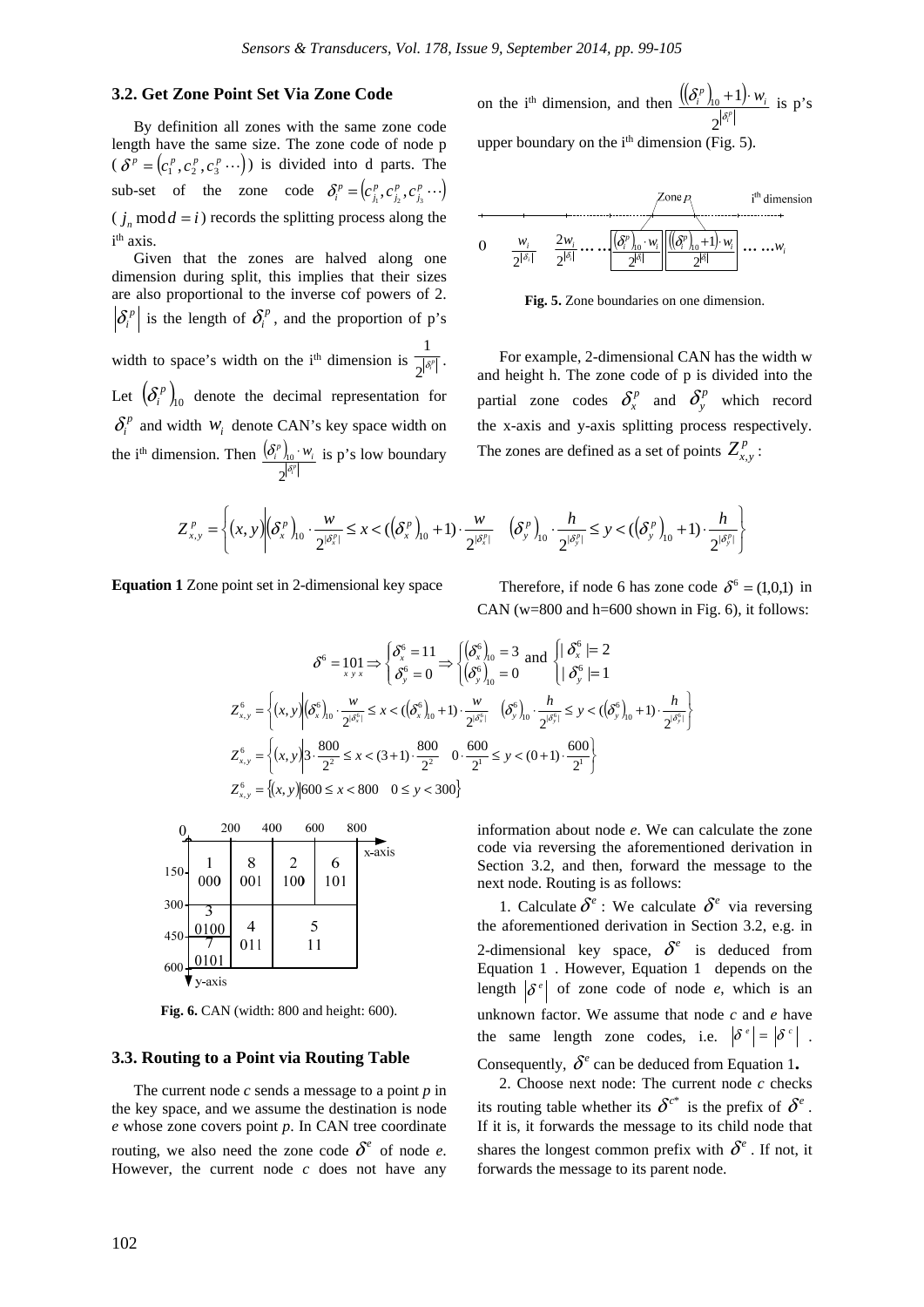### 3.2. Get Zone Point Set Via Zone Code

By definition all zones with the same zone code length have the same size. The zone code of node p ($\delta^p = (c_1^p, c_2^p, c_3^p \cdots)$) is divided into d parts. The sub-set of the zone code $\delta_i^p = (c_{j_1}^p, c_{j_2}^p, c_{j_3}^p \cdots)$ ($j_n \bmod d = i$) records the splitting process along the i[th] axis.

Given that the zones are halved along one dimension during split, this implies that their sizes are also proportional to the inverse cof powers of 2. $|\delta_i^p|$ is the length of $\delta_i^p$, and the proportion of p's width to space's width on the i[th] dimension is $\frac{1}{2^{|\delta_i^p|}}$. Let $(\delta_i^p)_{10}$ denote the decimal representation for $\delta_i^p$ and width $w_i$ denote CAN's key space width on the i[th] dimension. Then $\frac{(\delta_i^p)_{10} \cdot w_i}{2^{|\delta_i^p|}}$ is p's low boundary on the i[th] dimension, and then $\frac{((\delta_i^p)_{10}+1) \cdot w_i}{2^{|\delta_i^p|}}$ is p's upper boundary on the i[th] dimension (Fig. 5).

**Fig. 5.** Zone boundaries on one dimension.

For example, 2-dimensional CAN has the width w and height h. The zone code of p is divided into the partial zone codes $\delta_x^p$ and $\delta_y^p$ which record the x-axis and y-axis splitting process respectively. The zones are defined as a set of points $Z_{x,y}^p$:

$$Z_{x,y}^p = \left\{ (x,y) \middle| (\delta_x^p)_{10} \cdot \frac{w}{2^{|\delta_x^p|}} \le x < ((\delta_x^p)_{10}+1) \cdot \frac{w}{2^{|\delta_x^p|}} \quad (\delta_y^p)_{10} \cdot \frac{h}{2^{|\delta_y^p|}} \le y < ((\delta_y^p)_{10}+1) \cdot \frac{h}{2^{|\delta_y^p|}} \right\}$$

**Equation 1** Zone point set in 2-dimensional key space

Therefore, if node 6 has zone code $\delta^6 = (1,0,1)$ in CAN (w=800 and h=600 shown in Fig. 6), it follows:

$$\delta^6 = \underset{x\,y\,x}{101} \Rightarrow \begin{cases} \delta_x^6 = 11 \\ \delta_y^6 = 0 \end{cases} \Rightarrow \begin{cases} (\delta_x^6)_{10} = 3 \\ (\delta_y^6)_{10} = 0 \end{cases} \text{ and } \begin{cases} |\delta_x^6| = 2 \\ |\delta_y^6| = 1 \end{cases}$$

$$Z_{x,y}^6 = \left\{ (x,y) \middle| (\delta_x^6)_{10} \cdot \frac{w}{2^{|\delta_x^6|}} \le x < ((\delta_x^6)_{10}+1) \cdot \frac{w}{2^{|\delta_x^6|}} \quad (\delta_y^6)_{10} \cdot \frac{h}{2^{|\delta_y^6|}} \le y < ((\delta_y^6)_{10}+1) \cdot \frac{h}{2^{|\delta_y^6|}} \right\}$$

$$Z_{x,y}^6 = \left\{ (x,y) \middle| 3 \cdot \frac{800}{2^2} \le x < (3+1) \cdot \frac{800}{2^2} \quad 0 \cdot \frac{600}{2^1} \le y < (0+1) \cdot \frac{600}{2^1} \right\}$$

$$Z_{x,y}^6 = \{ (x,y) | 600 \le x < 800 \quad 0 \le y < 300 \}$$

**Fig. 6.** CAN (width: 800 and height: 600).

### 3.3. Routing to a Point via Routing Table

The current node *c* sends a message to a point *p* in the key space, and we assume the destination is node *e* whose zone covers point *p*. In CAN tree coordinate routing, we also need the zone code $\delta^e$ of node *e*. However, the current node *c* does not have any information about node *e*. We can calculate the zone code via reversing the aforementioned derivation in Section 3.2, and then, forward the message to the next node. Routing is as follows:

1. Calculate $\delta^e$: We calculate $\delta^e$ via reversing the aforementioned derivation in Section 3.2, e.g. in 2-dimensional key space, $\delta^e$ is deduced from Equation 1 . However, Equation 1 depends on the length $|\delta^e|$ of zone code of node *e*, which is an unknown factor. We assume that node *c* and *e* have the same length zone codes, i.e. $|\delta^e| = |\delta^c|$. Consequently, $\delta^e$ can be deduced from Equation 1**.**

2. Choose next node: The current node *c* checks its routing table whether its $\delta^{c*}$ is the prefix of $\delta^e$. If it is, it forwards the message to its child node that shares the longest common prefix with $\delta^e$. If not, it forwards the message to its parent node.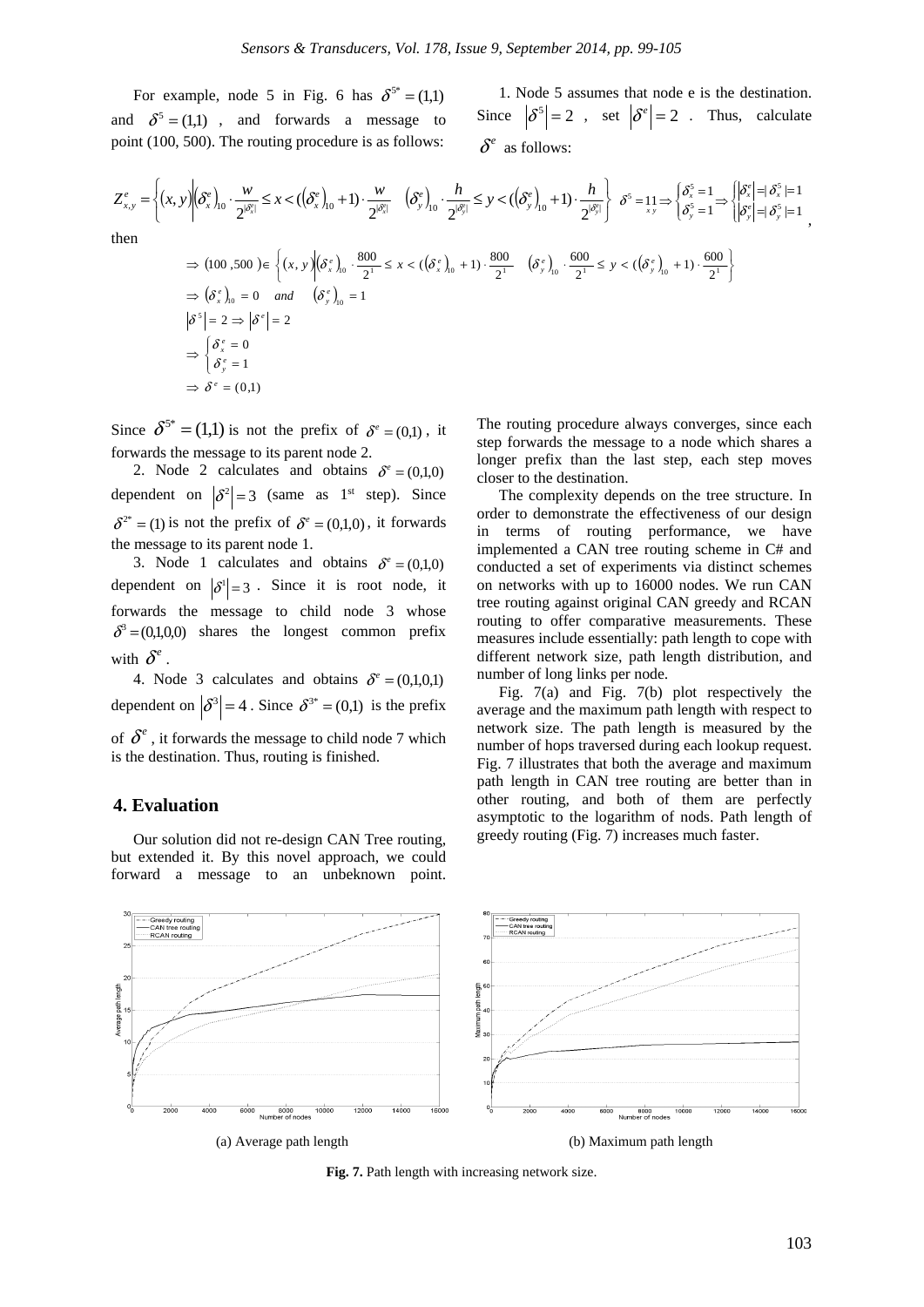For example, node 5 in Fig. 6 has $\delta^{5*} = (1,1)$ and $\delta^{5} = (1,1)$, and forwards a message to point (100, 500). The routing procedure is as follows:

1. Node 5 assumes that node e is the destination. Since $|\delta^5| = 2$, set $|\delta^e| = 2$. Thus, calculate $\delta^e$ as follows:

$$Z^e_{x,y} = \left\{ (x,y) \left| (\delta^e_x)_{10} \cdot \frac{w}{2^{|\delta^e_x|}} \le x < ((\delta^e_x)_{10} + 1) \cdot \frac{w}{2^{|\delta^e_x|}} \quad (\delta^e_y)_{10} \cdot \frac{h}{2^{|\delta^e_y|}} \le y < ((\delta^e_y)_{10} + 1) \cdot \frac{h}{2^{|\delta^e_y|}} \right. \right\} \quad \delta^5 = \underset{x\,y}{11} \Rightarrow \begin{cases} \delta^5_x = 1 \\ \delta^5_y = 1 \end{cases} \Rightarrow \begin{cases} |\delta^e_x| = |\delta^5_x| = 1 \\ |\delta^e_y| = |\delta^5_y| = 1 \end{cases},$$

then

$$\Rightarrow (100, 500) \in \left\{ (x,y) \left| (\delta^e_x)_{10} \cdot \frac{800}{2^1} \le x < ((\delta^e_x)_{10} + 1) \cdot \frac{800}{2^1} \quad (\delta^e_y)_{10} \cdot \frac{600}{2^1} \le y < ((\delta^e_y)_{10} + 1) \cdot \frac{600}{2^1} \right. \right\}$$

$$\Rightarrow (\delta^e_x)_{10} = 0 \quad and \quad (\delta^e_y)_{10} = 1$$

$$|\delta^5| = 2 \Rightarrow |\delta^e| = 2$$

$$\Rightarrow \begin{cases} \delta^e_x = 0 \\ \delta^e_y = 1 \end{cases}$$

$$\Rightarrow \delta^e = (0,1)$$

Since $\delta^{5*} = (1,1)$ is not the prefix of $\delta^e = (0,1)$, it forwards the message to its parent node 2.

2. Node 2 calculates and obtains $\delta^e = (0,1,0)$ dependent on $|\delta^2| = 3$ (same as 1st step). Since $\delta^{2*} = (1)$ is not the prefix of $\delta^e = (0,1,0)$, it forwards the message to its parent node 1.

3. Node 1 calculates and obtains $\delta^e = (0,1,0)$ dependent on $|\delta^1| = 3$. Since it is root node, it forwards the message to child node 3 whose $\delta^3 = (0,1,0,0)$ shares the longest common prefix with $\delta^e$.

4. Node 3 calculates and obtains $\delta^e = (0,1,0,1)$ dependent on $|\delta^3| = 4$. Since $\delta^{3*} = (0,1)$ is the prefix of $\delta^e$, it forwards the message to child node 7 which is the destination. Thus, routing is finished.

## 4. Evaluation

Our solution did not re-design CAN Tree routing, but extended it. By this novel approach, we could forward a message to an unbeknown point. The routing procedure always converges, since each step forwards the message to a node which shares a longer prefix than the last step, each step moves closer to the destination.

The complexity depends on the tree structure. In order to demonstrate the effectiveness of our design in terms of routing performance, we have implemented a CAN tree routing scheme in C# and conducted a set of experiments via distinct schemes on networks with up to 16000 nodes. We run CAN tree routing against original CAN greedy and RCAN routing to offer comparative measurements. These measures include essentially: path length to cope with different network size, path length distribution, and number of long links per node.

Fig. 7(a) and Fig. 7(b) plot respectively the average and the maximum path length with respect to network size. The path length is measured by the number of hops traversed during each lookup request. Fig. 7 illustrates that both the average and maximum path length in CAN tree routing are better than in other routing, and both of them are perfectly asymptotic to the logarithm of nods. Path length of greedy routing (Fig. 7) increases much faster.

(a) Average path length

(b) Maximum path length

**Fig. 7.** Path length with increasing network size.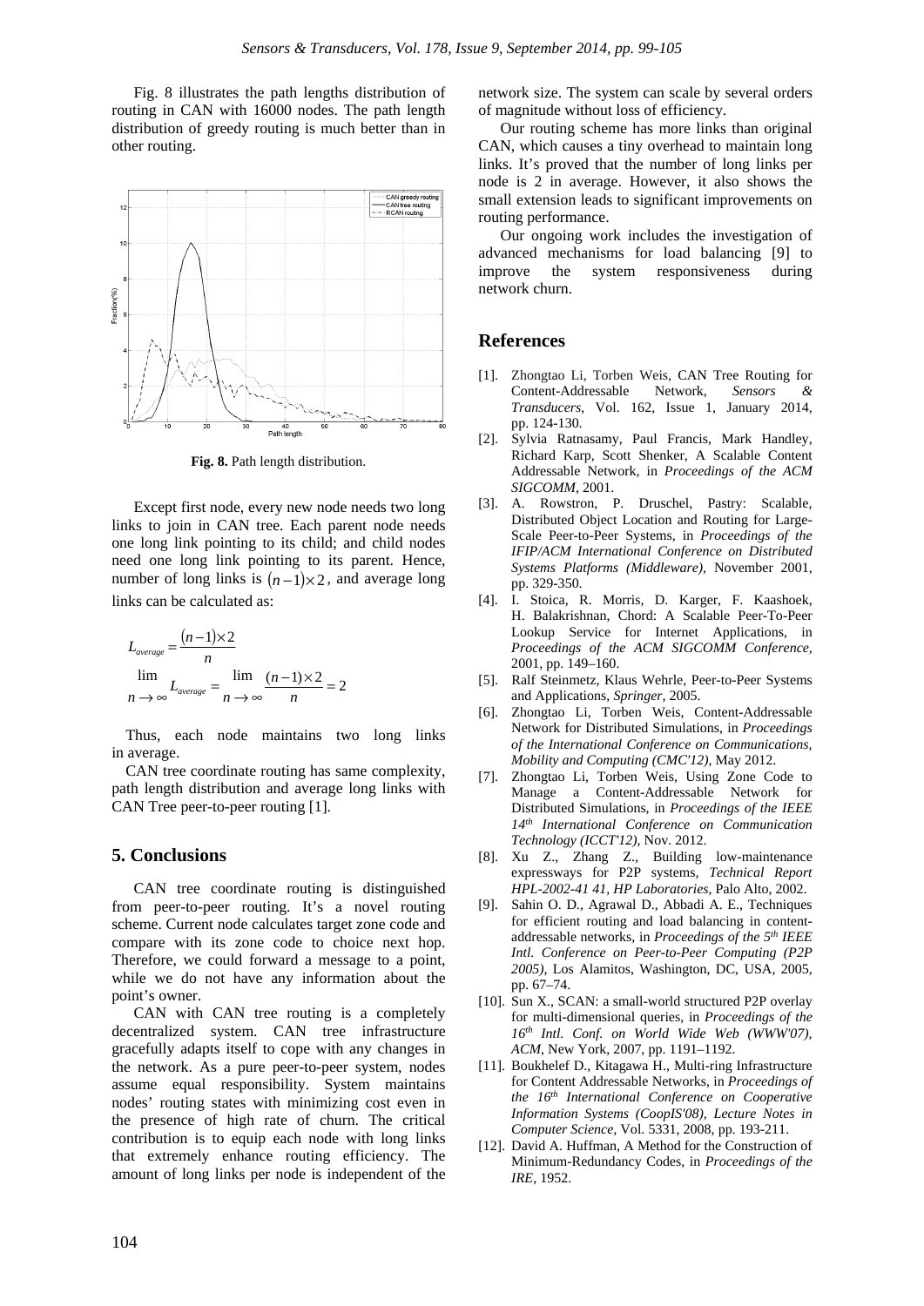Fig. 8 illustrates the path lengths distribution of routing in CAN with 16000 nodes. The path length distribution of greedy routing is much better than in other routing.

**Fig. 8.** Path length distribution.

Except first node, every new node needs two long links to join in CAN tree. Each parent node needs one long link pointing to its child; and child nodes need one long link pointing to its parent. Hence, number of long links is $(n-1)\times 2$, and average long links can be calculated as:

$$L_{average} = \frac{(n-1)\times 2}{n}$$

$$\lim_{n\to\infty} L_{average} = \lim_{n\to\infty} \frac{(n-1)\times 2}{n} = 2$$

Thus, each node maintains two long links in average.

CAN tree coordinate routing has same complexity, path length distribution and average long links with CAN Tree peer-to-peer routing [1].

## 5. Conclusions

CAN tree coordinate routing is distinguished from peer-to-peer routing. It's a novel routing scheme. Current node calculates target zone code and compare with its zone code to choice next hop. Therefore, we could forward a message to a point, while we do not have any information about the point's owner.

CAN with CAN tree routing is a completely decentralized system. CAN tree infrastructure gracefully adapts itself to cope with any changes in the network. As a pure peer-to-peer system, nodes assume equal responsibility. System maintains nodes' routing states with minimizing cost even in the presence of high rate of churn. The critical contribution is to equip each node with long links that extremely enhance routing efficiency. The amount of long links per node is independent of the network size. The system can scale by several orders of magnitude without loss of efficiency.

Our routing scheme has more links than original CAN, which causes a tiny overhead to maintain long links. It's proved that the number of long links per node is 2 in average. However, it also shows the small extension leads to significant improvements on routing performance.

Our ongoing work includes the investigation of advanced mechanisms for load balancing [9] to improve the system responsiveness during network churn.

## References

[1]. Zhongtao Li, Torben Weis, CAN Tree Routing for Content-Addressable Network, *Sensors & Transducers*, Vol. 162, Issue 1, January 2014, pp. 124-130.

[2]. Sylvia Ratnasamy, Paul Francis, Mark Handley, Richard Karp, Scott Shenker, A Scalable Content Addressable Network, in *Proceedings of the ACM SIGCOMM*, 2001.

[3]. A. Rowstron, P. Druschel, Pastry: Scalable, Distributed Object Location and Routing for Large-Scale Peer-to-Peer Systems, in *Proceedings of the IFIP/ACM International Conference on Distributed Systems Platforms (Middleware)*, November 2001, pp. 329-350.

[4]. I. Stoica, R. Morris, D. Karger, F. Kaashoek, H. Balakrishnan, Chord: A Scalable Peer-To-Peer Lookup Service for Internet Applications, in *Proceedings of the ACM SIGCOMM Conference*, 2001, pp. 149–160.

[5]. Ralf Steinmetz, Klaus Wehrle, Peer-to-Peer Systems and Applications, *Springer*, 2005.

[6]. Zhongtao Li, Torben Weis, Content-Addressable Network for Distributed Simulations, in *Proceedings of the International Conference on Communications, Mobility and Computing (CMC'12)*, May 2012.

[7]. Zhongtao Li, Torben Weis, Using Zone Code to Manage a Content-Addressable Network for Distributed Simulations, in *Proceedings of the IEEE 14th International Conference on Communication Technology (ICCT'12)*, Nov. 2012.

[8]. Xu Z., Zhang Z., Building low-maintenance expressways for P2P systems, *Technical Report HPL-2002-41 41, HP Laboratories*, Palo Alto, 2002.

[9]. Sahin O. D., Agrawal D., Abbadi A. E., Techniques for efficient routing and load balancing in content-addressable networks, in *Proceedings of the 5th IEEE Intl. Conference on Peer-to-Peer Computing (P2P 2005)*, Los Alamitos, Washington, DC, USA, 2005, pp. 67–74.

[10]. Sun X., SCAN: a small-world structured P2P overlay for multi-dimensional queries, in *Proceedings of the 16th Intl. Conf. on World Wide Web (WWW'07), ACM*, New York, 2007, pp. 1191–1192.

[11]. Boukhelef D., Kitagawa H., Multi-ring Infrastructure for Content Addressable Networks, in *Proceedings of the 16th International Conference on Cooperative Information Systems (CoopIS'08), Lecture Notes in Computer Science*, Vol. 5331, 2008, pp. 193-211.

[12]. David A. Huffman, A Method for the Construction of Minimum-Redundancy Codes, in *Proceedings of the IRE*, 1952.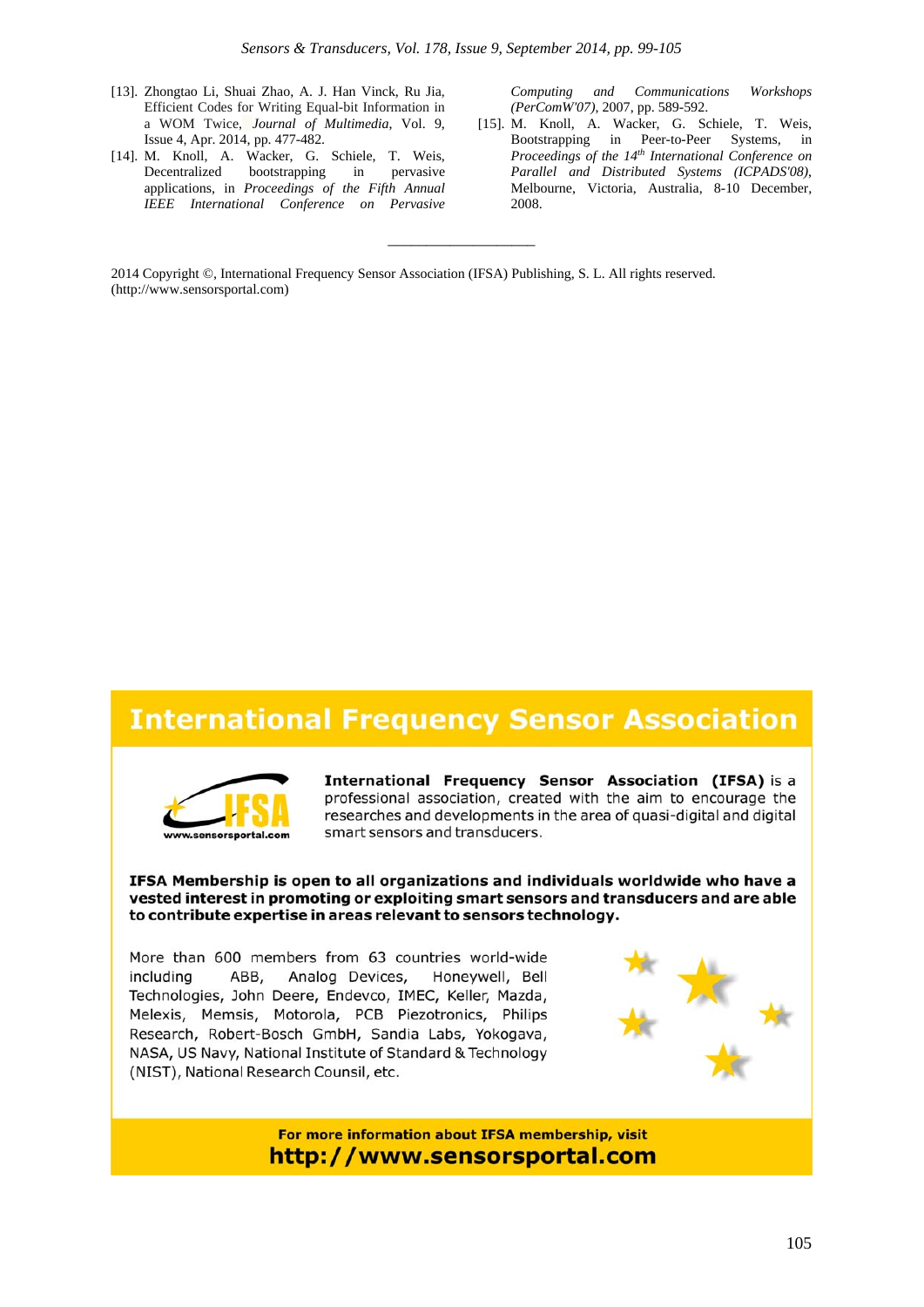[13]. Zhongtao Li, Shuai Zhao, A. J. Han Vinck, Ru Jia, Efficient Codes for Writing Equal-bit Information in a WOM Twice, *Journal of Multimedia*, Vol. 9, Issue 4, Apr. 2014, pp. 477-482.

[14]. M. Knoll, A. Wacker, G. Schiele, T. Weis, Decentralized bootstrapping in pervasive applications, in *Proceedings of the Fifth Annual IEEE International Conference on Pervasive Computing and Communications Workshops (PerComW'07)*, 2007, pp. 589-592.

[15]. M. Knoll, A. Wacker, G. Schiele, T. Weis, Bootstrapping in Peer-to-Peer Systems, in *Proceedings of the 14th International Conference on Parallel and Distributed Systems (ICPADS'08)*, Melbourne, Victoria, Australia, 8-10 December, 2008.

---

2014 Copyright ©, International Frequency Sensor Association (IFSA) Publishing, S. L. All rights reserved. (http://www.sensorsportal.com)

## International Frequency Sensor Association

IFSA www.sensorsportal.com

**International Frequency Sensor Association (IFSA)** is a professional association, created with the aim to encourage the researches and developments in the area of quasi-digital and digital smart sensors and transducers.

**IFSA Membership is open to all organizations and individuals worldwide who have a vested interest in promoting or exploiting smart sensors and transducers and are able to contribute expertise in areas relevant to sensors technology.**

More than 600 members from 63 countries world-wide including ABB, Analog Devices, Honeywell, Bell Technologies, John Deere, Endevco, IMEC, Keller, Mazda, Melexis, Memsis, Motorola, PCB Piezotronics, Philips Research, Robert-Bosch GmbH, Sandia Labs, Yokogava, NASA, US Navy, National Institute of Standard & Technology (NIST), National Research Counsil, etc.

**For more information about IFSA membership, visit**
**http://www.sensorsportal.com**